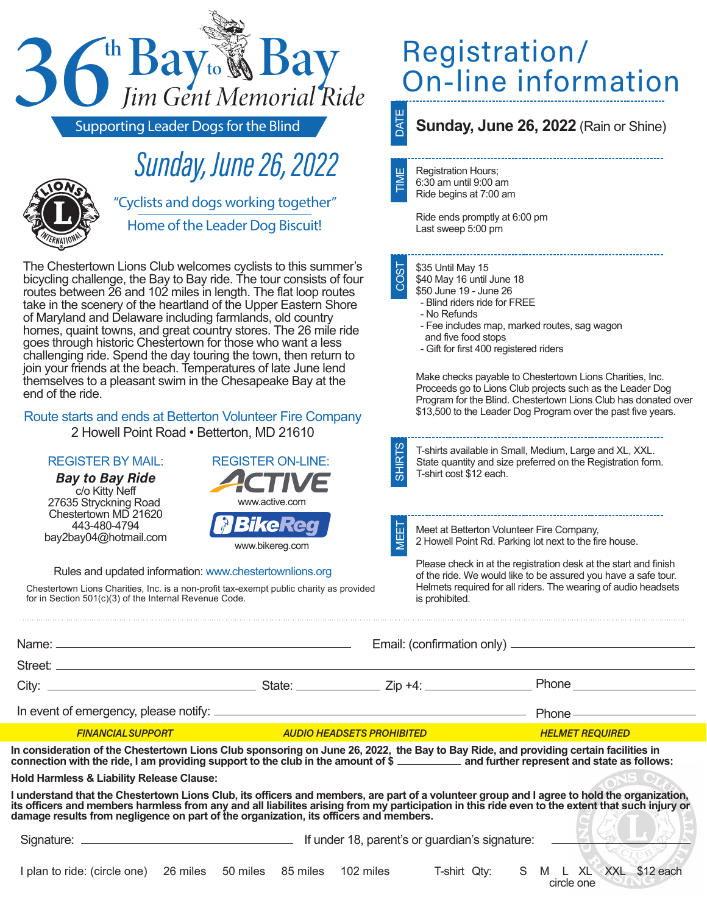# 36th Bay to Bay

## Jim Gent Memorial Ride

Supporting Leader Dogs for the Blind

## Sunday, June 26, 2022

"Cyclists and dogs working together"

Home of the Leader Dog Biscuit!

The Chestertown Lions Club welcomes cyclists to this summer's bicycling challenge, the Bay to Bay ride. The tour consists of four routes between 26 and 102 miles in length. The flat loop routes take in the scenery of the heartland of the Upper Eastern Shore of Maryland and Delaware including farmlands, old country homes, quaint towns, and great country stores. The 26 mile ride goes through historic Chestertown for those who want a less challenging ride. Spend the day touring the town, then return to join your friends at the beach. Temperatures of late June lend themselves to a pleasant swim in the Chesapeake Bay at the end of the ride.

Route starts and ends at Betterton Volunteer Fire Company
2 Howell Point Road • Betterton, MD 21610

**REGISTER BY MAIL:**
***Bay to Bay Ride***
c/o Kitty Neff
27635 Stryckning Road
Chestertown MD 21620
443-480-4794
bay2bay04@hotmail.com

**REGISTER ON-LINE:**
ACTIVE
www.active.com
BikeReg
www.bikereg.com

Rules and updated information: www.chestertownlions.org

Chestertown Lions Charities, Inc. is a non-profit tax-exempt public charity as provided for in Section 501(c)(3) of the Internal Revenue Code.

# Registration/ On-line information

**DATE**

**Sunday, June 26, 2022** (Rain or Shine)

**TIME**

Registration Hours;
6:30 am until 9:00 am
Ride begins at 7:00 am

Ride ends promptly at 6:00 pm
Last sweep 5:00 pm

**COST**

$35 Until May 15
$40 May 16 until June 18
$50 June 19 - June 26
- Blind riders ride for FREE
- No Refunds
- Fee includes map, marked routes, sag wagon and five food stops
- Gift for first 400 registered riders

Make checks payable to Chestertown Lions Charities, Inc. Proceeds go to Lions Club projects such as the Leader Dog Program for the Blind. Chestertown Lions Club has donated over $13,500 to the Leader Dog Program over the past five years.

**SHIRTS**

T-shirts available in Small, Medium, Large and XL, XXL. State quantity and size preferred on the Registration form. T-shirt cost $12 each.

**MEET**

Meet at Betterton Volunteer Fire Company, 2 Howell Point Rd. Parking lot next to the fire house.

Please check in at the registration desk at the start and finish of the ride. We would like to be assured you have a safe tour. Helmets required for all riders. The wearing of audio headsets is prohibited.

---

Name: ______________________ Email: (confirmation only) ______________________

Street: ______________________

City: ______________ State: ________ Zip +4: ____________ Phone ____________

In event of emergency, please notify: ______________________ Phone ____________

*FINANCIAL SUPPORT* *AUDIO HEADSETS PROHIBITED* *HELMET REQUIRED*

**In consideration of the Chestertown Lions Club sponsoring on June 26, 2022, the Bay to Bay Ride, and providing certain facilities in connection with the ride, I am providing support to the club in the amount of $ __________ and further represent and state as follows:**

**Hold Harmless & Liability Release Clause:**

**I understand that the Chestertown Lions Club, its officers and members, are part of a volunteer group and I agree to hold the organization, its officers and members harmless from any and all liabilites arising from my participation in this ride even to the extent that such injury or damage results from negligence on part of the organization, its officers and members.**

Signature: ______________________ If under 18, parent's or guardian's signature: ______________________

I plan to ride: (circle one) 26 miles 50 miles 85 miles 102 miles T-shirt Qty: S M L XL XXL $12 each
circle one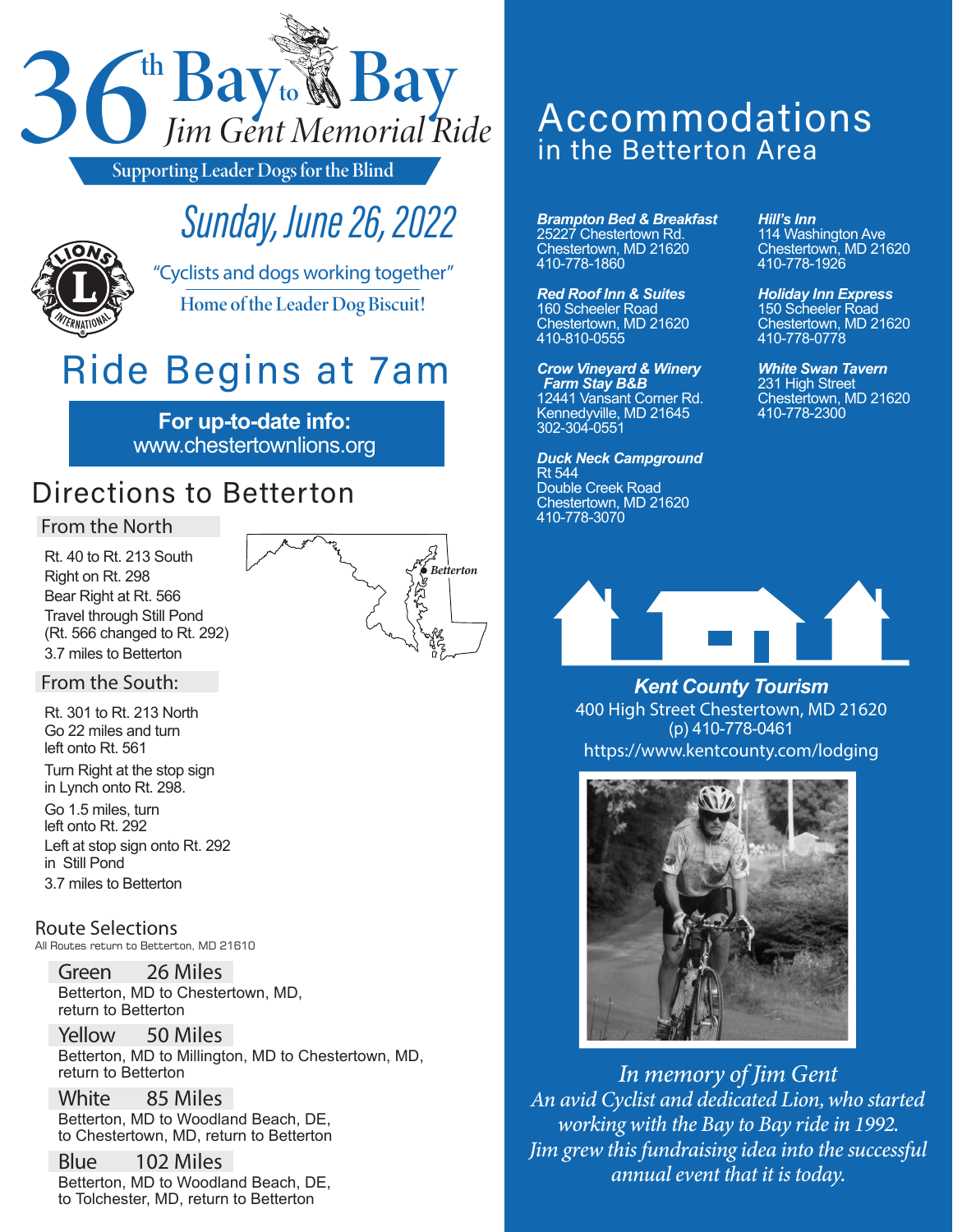# 36th Bay to Bay

## Jim Gent Memorial Ride

Supporting Leader Dogs for the Blind

## Sunday, June 26, 2022

"Cyclists and dogs working together"

Home of the Leader Dog Biscuit!

## Ride Begins at 7am

**For up-to-date info:**
www.chestertownlions.org

## Directions to Betterton

### From the North

Rt. 40 to Rt. 213 South
Right on Rt. 298
Bear Right at Rt. 566
Travel through Still Pond
(Rt. 566 changed to Rt. 292)
3.7 miles to Betterton

Betterton

### From the South:

Rt. 301 to Rt. 213 North
Go 22 miles and turn left onto Rt. 561

Turn Right at the stop sign in Lynch onto Rt. 298.

Go 1.5 miles, turn left onto Rt. 292

Left at stop sign onto Rt. 292 in Still Pond

3.7 miles to Betterton

### Route Selections

All Routes return to Betterton, MD 21610

**Green 26 Miles**
Betterton, MD to Chestertown, MD, return to Betterton

**Yellow 50 Miles**
Betterton, MD to Millington, MD to Chestertown, MD, return to Betterton

**White 85 Miles**
Betterton, MD to Woodland Beach, DE, to Chestertown, MD, return to Betterton

**Blue 102 Miles**
Betterton, MD to Woodland Beach, DE, to Tolchester, MD, return to Betterton

## Accommodations in the Betterton Area

***Brampton Bed & Breakfast***
25227 Chestertown Rd.
Chestertown, MD 21620
410-778-1860

***Red Roof Inn & Suites***
160 Scheeler Road
Chestertown, MD 21620
410-810-0555

***Crow Vineyard & Winery Farm Stay B&B***
12441 Vansant Corner Rd.
Kennedyville, MD 21645
302-304-0551

***Duck Neck Campground***
Rt 544
Double Creek Road
Chestertown, MD 21620
410-778-3070

***Hill's Inn***
114 Washington Ave
Chestertown, MD 21620
410-778-1926

***Holiday Inn Express***
150 Scheeler Road
Chestertown, MD 21620
410-778-0778

***White Swan Tavern***
231 High Street
Chestertown, MD 21620
410-778-2300

***Kent County Tourism***
400 High Street Chestertown, MD 21620
(p) 410-778-0461
https://www.kentcounty.com/lodging

*In memory of Jim Gent*
*An avid Cyclist and dedicated Lion, who started working with the Bay to Bay ride in 1992. Jim grew this fundraising idea into the successful annual event that it is today.*